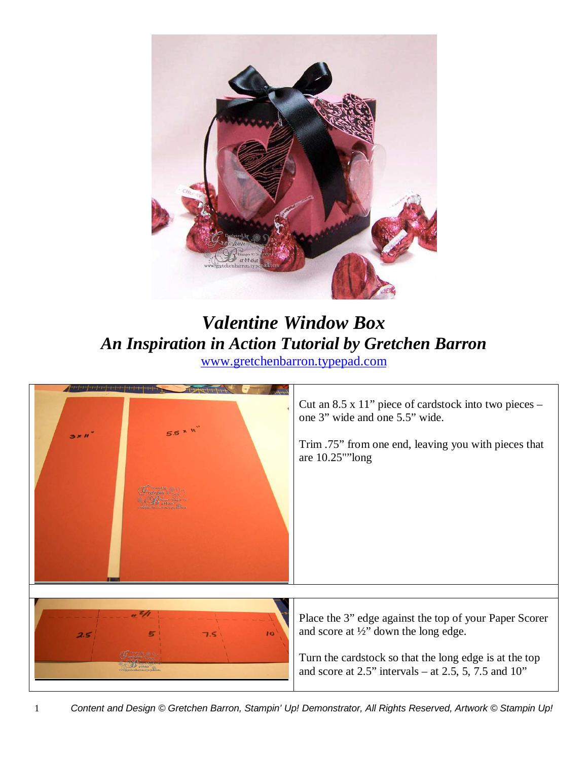# *Valentine Window Box*

## *An Inspiration in Action Tutorial by Gretchen Barron*

www.gretchenbarron.typepad.com

| | |
|---|---|
| | Cut an 8.5 x 11" piece of cardstock into two pieces – one 3" wide and one 5.5" wide.<br><br>Trim .75" from one end, leaving you with pieces that are 10.25""long |
| | Place the 3" edge against the top of your Paper Scorer and score at ½" down the long edge.<br><br>Turn the cardstock so that the long edge is at the top and score at 2.5" intervals – at 2.5, 5, 7.5 and 10" |

*Content and Design © Gretchen Barron, Stampin' Up! Demonstrator, All Rights Reserved, Artwork © Stampin Up!*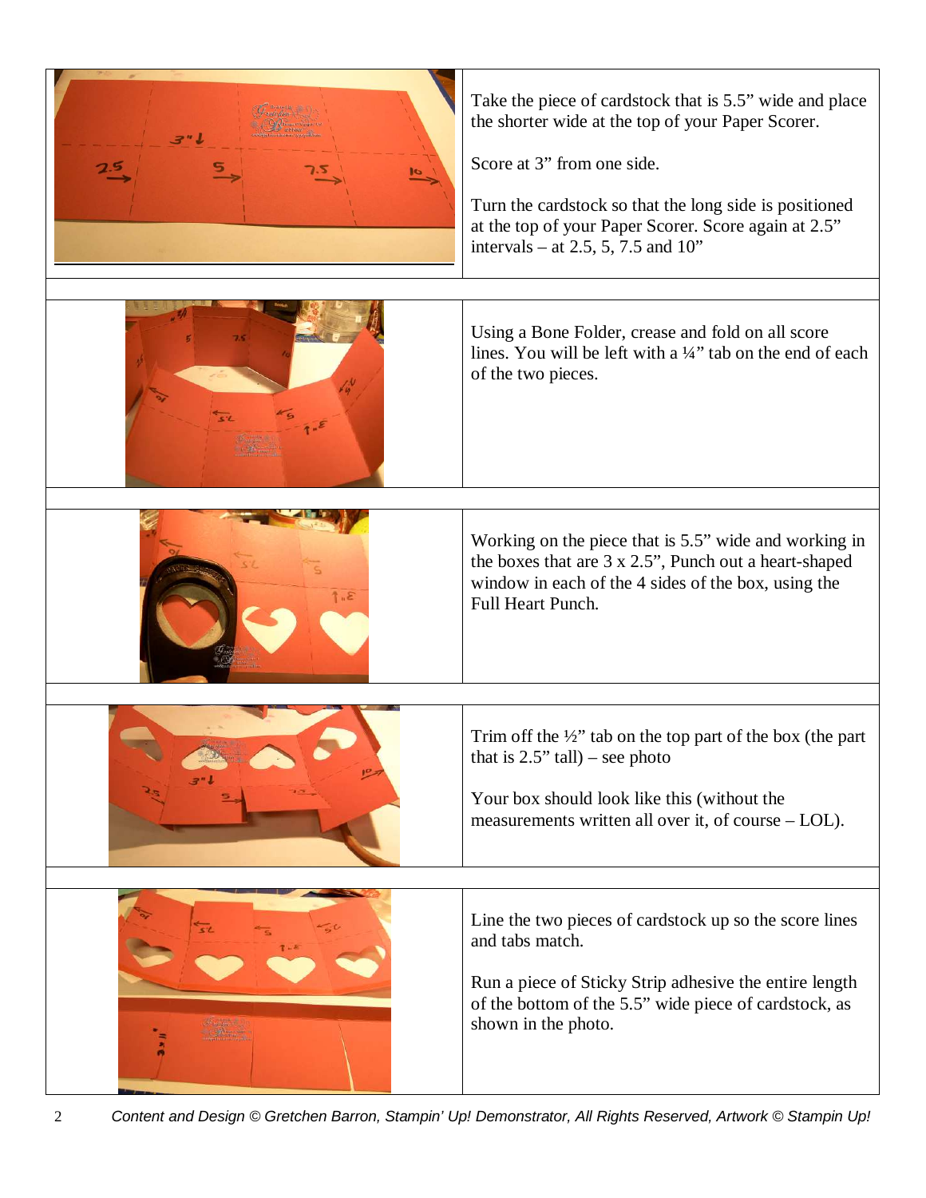Take the piece of cardstock that is 5.5" wide and place the shorter wide at the top of your Paper Scorer.

Score at 3" from one side.

Turn the cardstock so that the long side is positioned at the top of your Paper Scorer. Score again at 2.5" intervals – at 2.5, 5, 7.5 and 10"

Using a Bone Folder, crease and fold on all score lines. You will be left with a ¼" tab on the end of each of the two pieces.

Working on the piece that is 5.5" wide and working in the boxes that are 3 x 2.5", Punch out a heart-shaped window in each of the 4 sides of the box, using the Full Heart Punch.

Trim off the ½" tab on the top part of the box (the part that is 2.5" tall) – see photo

Your box should look like this (without the measurements written all over it, of course – LOL).

Line the two pieces of cardstock up so the score lines and tabs match.

Run a piece of Sticky Strip adhesive the entire length of the bottom of the 5.5" wide piece of cardstock, as shown in the photo.

*Content and Design © Gretchen Barron, Stampin' Up! Demonstrator, All Rights Reserved, Artwork © Stampin Up!*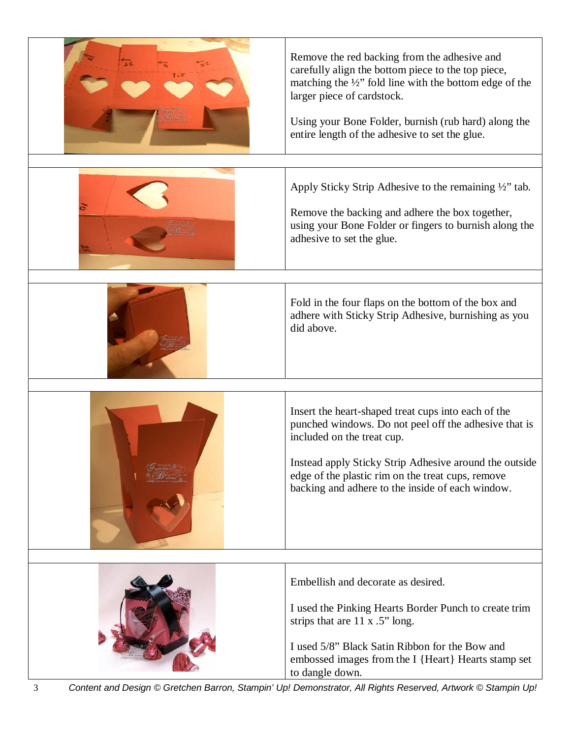Remove the red backing from the adhesive and carefully align the bottom piece to the top piece, matching the ½" fold line with the bottom edge of the larger piece of cardstock.

Using your Bone Folder, burnish (rub hard) along the entire length of the adhesive to set the glue.

Apply Sticky Strip Adhesive to the remaining ½" tab.

Remove the backing and adhere the box together, using your Bone Folder or fingers to burnish along the adhesive to set the glue.

Fold in the four flaps on the bottom of the box and adhere with Sticky Strip Adhesive, burnishing as you did above.

Insert the heart-shaped treat cups into each of the punched windows. Do not peel off the adhesive that is included on the treat cup.

Instead apply Sticky Strip Adhesive around the outside edge of the plastic rim on the treat cups, remove backing and adhere to the inside of each window.

Embellish and decorate as desired.

I used the Pinking Hearts Border Punch to create trim strips that are 11 x .5" long.

I used 5/8" Black Satin Ribbon for the Bow and embossed images from the I {Heart} Hearts stamp set to dangle down.

*Content and Design © Gretchen Barron, Stampin' Up! Demonstrator, All Rights Reserved, Artwork © Stampin Up!*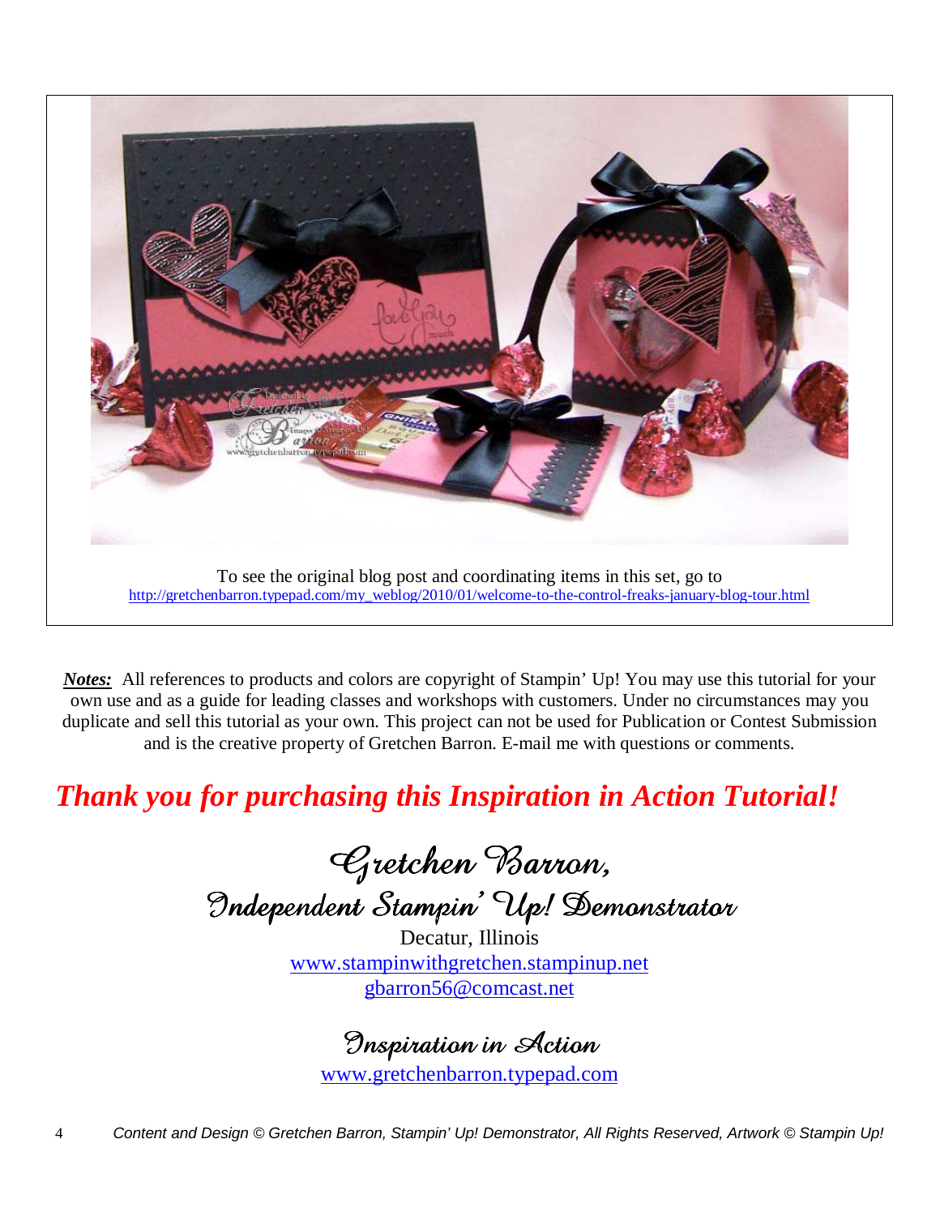To see the original blog post and coordinating items in this set, go to http://gretchenbarron.typepad.com/my_weblog/2010/01/welcome-to-the-control-freaks-january-blog-tour.html

***Notes:*** All references to products and colors are copyright of Stampin' Up! You may use this tutorial for your own use and as a guide for leading classes and workshops with customers. Under no circumstances may you duplicate and sell this tutorial as your own. This project can not be used for Publication or Contest Submission and is the creative property of Gretchen Barron. E-mail me with questions or comments.

***Thank you for purchasing this Inspiration in Action Tutorial!***

Gretchen Barron,

Independent Stampin' Up! Demonstrator

Decatur, Illinois

www.stampinwithgretchen.stampinup.net

gbarron56@comcast.net

Inspiration in Action

www.gretchenbarron.typepad.com

*Content and Design © Gretchen Barron, Stampin' Up! Demonstrator, All Rights Reserved, Artwork © Stampin Up!*